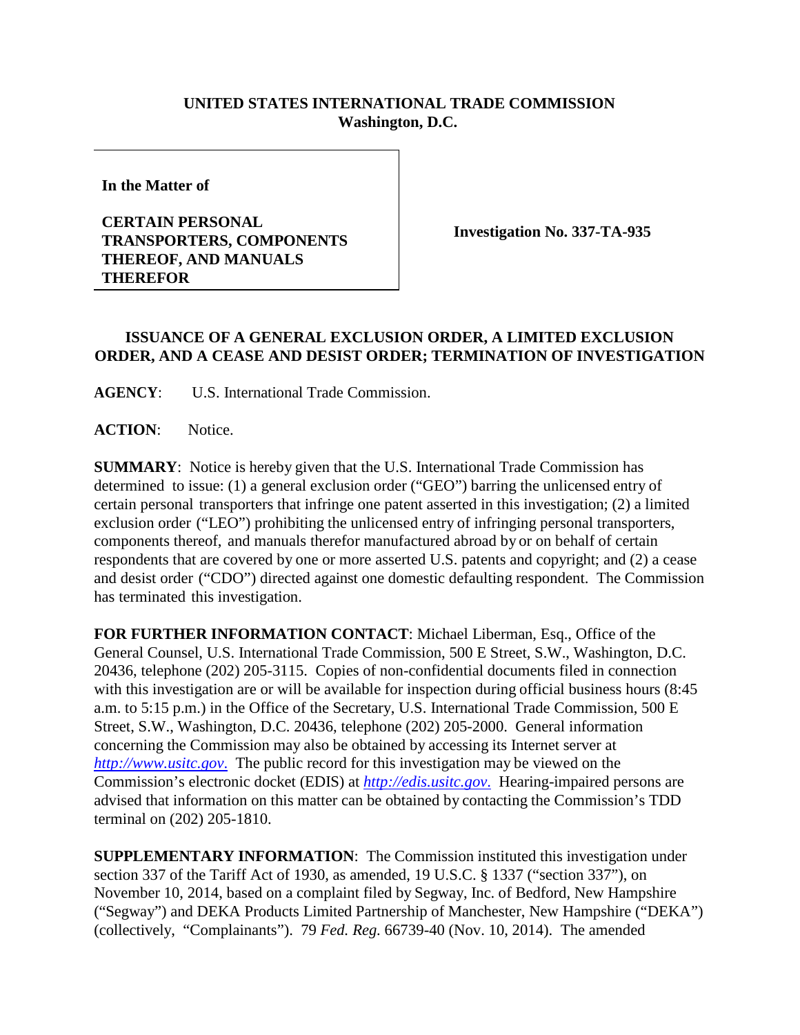**UNITED STATES INTERNATIONAL TRADE COMMISSION**
**Washington, D.C.**

**In the Matter of**

**CERTAIN PERSONAL TRANSPORTERS, COMPONENTS THEREOF, AND MANUALS THEREFOR**

**Investigation No. 337-TA-935**

## ISSUANCE OF A GENERAL EXCLUSION ORDER, A LIMITED EXCLUSION ORDER, AND A CEASE AND DESIST ORDER; TERMINATION OF INVESTIGATION

**AGENCY**: U.S. International Trade Commission.

**ACTION**: Notice.

**SUMMARY**: Notice is hereby given that the U.S. International Trade Commission has determined to issue: (1) a general exclusion order ("GEO") barring the unlicensed entry of certain personal transporters that infringe one patent asserted in this investigation; (2) a limited exclusion order ("LEO") prohibiting the unlicensed entry of infringing personal transporters, components thereof, and manuals therefor manufactured abroad by or on behalf of certain respondents that are covered by one or more asserted U.S. patents and copyright; and (2) a cease and desist order ("CDO") directed against one domestic defaulting respondent. The Commission has terminated this investigation.

**FOR FURTHER INFORMATION CONTACT**: Michael Liberman, Esq., Office of the General Counsel, U.S. International Trade Commission, 500 E Street, S.W., Washington, D.C. 20436, telephone (202) 205-3115. Copies of non-confidential documents filed in connection with this investigation are or will be available for inspection during official business hours (8:45 a.m. to 5:15 p.m.) in the Office of the Secretary, U.S. International Trade Commission, 500 E Street, S.W., Washington, D.C. 20436, telephone (202) 205-2000. General information concerning the Commission may also be obtained by accessing its Internet server at *http://www.usitc.gov*. The public record for this investigation may be viewed on the Commission's electronic docket (EDIS) at *http://edis.usitc.gov*. Hearing-impaired persons are advised that information on this matter can be obtained by contacting the Commission's TDD terminal on (202) 205-1810.

**SUPPLEMENTARY INFORMATION**: The Commission instituted this investigation under section 337 of the Tariff Act of 1930, as amended, 19 U.S.C. § 1337 ("section 337"), on November 10, 2014, based on a complaint filed by Segway, Inc. of Bedford, New Hampshire ("Segway") and DEKA Products Limited Partnership of Manchester, New Hampshire ("DEKA") (collectively, "Complainants"). 79 *Fed. Reg.* 66739-40 (Nov. 10, 2014). The amended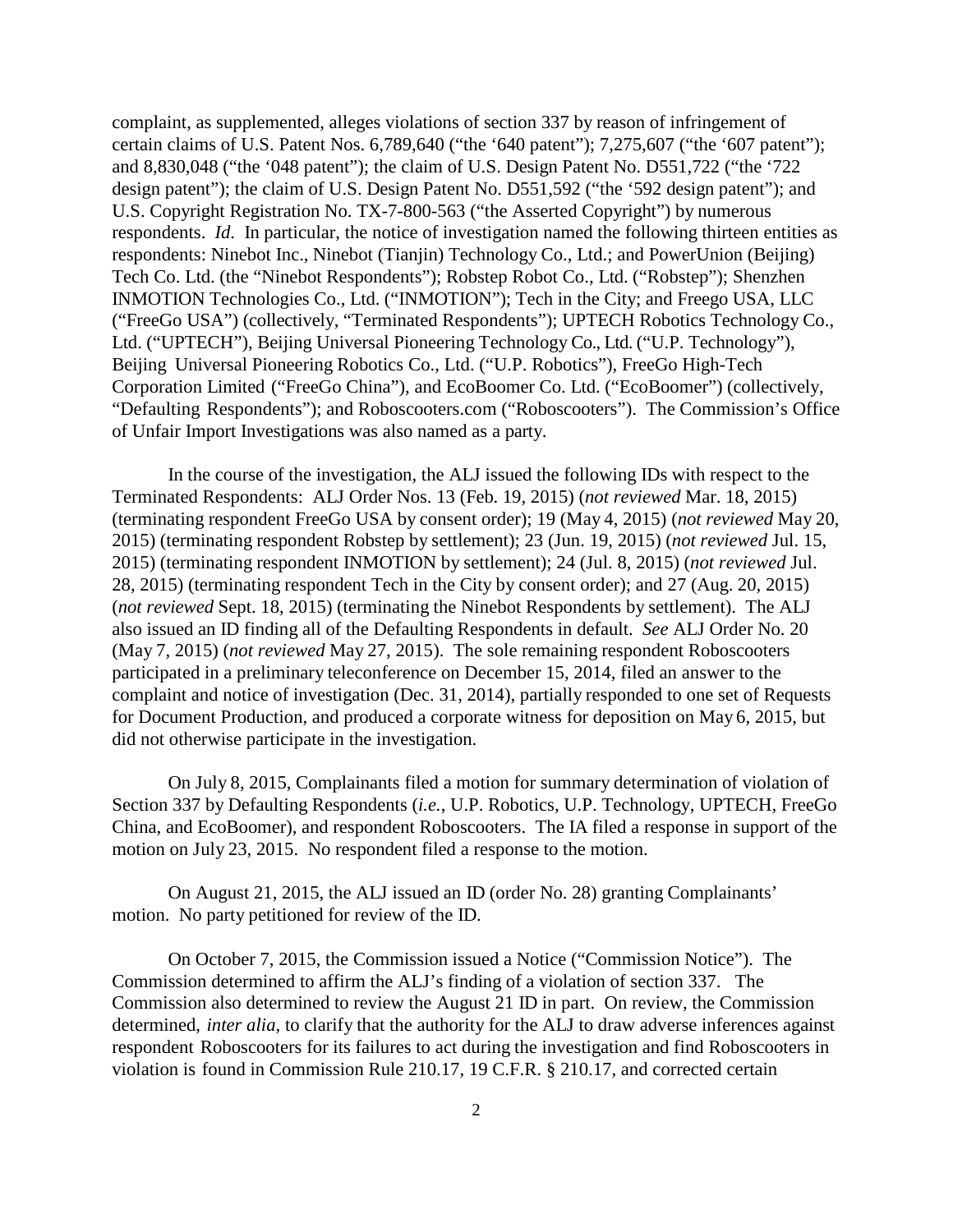complaint, as supplemented, alleges violations of section 337 by reason of infringement of certain claims of U.S. Patent Nos. 6,789,640 ("the '640 patent"); 7,275,607 ("the '607 patent"); and 8,830,048 ("the '048 patent"); the claim of U.S. Design Patent No. D551,722 ("the '722 design patent"); the claim of U.S. Design Patent No. D551,592 ("the '592 design patent"); and U.S. Copyright Registration No. TX-7-800-563 ("the Asserted Copyright") by numerous respondents. *Id*. In particular, the notice of investigation named the following thirteen entities as respondents: Ninebot Inc., Ninebot (Tianjin) Technology Co., Ltd.; and PowerUnion (Beijing) Tech Co. Ltd. (the "Ninebot Respondents"); Robstep Robot Co., Ltd. ("Robstep"); Shenzhen INMOTION Technologies Co., Ltd. ("INMOTION"); Tech in the City; and Freego USA, LLC ("FreeGo USA") (collectively, "Terminated Respondents"); UPTECH Robotics Technology Co., Ltd. ("UPTECH"), Beijing Universal Pioneering Technology Co., Ltd. ("U.P. Technology"), Beijing Universal Pioneering Robotics Co., Ltd. ("U.P. Robotics"), FreeGo High-Tech Corporation Limited ("FreeGo China"), and EcoBoomer Co. Ltd. ("EcoBoomer") (collectively, "Defaulting Respondents"); and Roboscooters.com ("Roboscooters"). The Commission's Office of Unfair Import Investigations was also named as a party.

In the course of the investigation, the ALJ issued the following IDs with respect to the Terminated Respondents: ALJ Order Nos. 13 (Feb. 19, 2015) (*not reviewed* Mar. 18, 2015) (terminating respondent FreeGo USA by consent order); 19 (May 4, 2015) (*not reviewed* May 20, 2015) (terminating respondent Robstep by settlement); 23 (Jun. 19, 2015) (*not reviewed* Jul. 15, 2015) (terminating respondent INMOTION by settlement); 24 (Jul. 8, 2015) (*not reviewed* Jul. 28, 2015) (terminating respondent Tech in the City by consent order); and 27 (Aug. 20, 2015) (*not reviewed* Sept. 18, 2015) (terminating the Ninebot Respondents by settlement). The ALJ also issued an ID finding all of the Defaulting Respondents in default. *See* ALJ Order No. 20 (May 7, 2015) (*not reviewed* May 27, 2015). The sole remaining respondent Roboscooters participated in a preliminary teleconference on December 15, 2014, filed an answer to the complaint and notice of investigation (Dec. 31, 2014), partially responded to one set of Requests for Document Production, and produced a corporate witness for deposition on May 6, 2015, but did not otherwise participate in the investigation.

On July 8, 2015, Complainants filed a motion for summary determination of violation of Section 337 by Defaulting Respondents (*i.e.*, U.P. Robotics, U.P. Technology, UPTECH, FreeGo China, and EcoBoomer), and respondent Roboscooters. The IA filed a response in support of the motion on July 23, 2015. No respondent filed a response to the motion.

On August 21, 2015, the ALJ issued an ID (order No. 28) granting Complainants' motion. No party petitioned for review of the ID.

On October 7, 2015, the Commission issued a Notice ("Commission Notice"). The Commission determined to affirm the ALJ's finding of a violation of section 337. The Commission also determined to review the August 21 ID in part. On review, the Commission determined, *inter alia*, to clarify that the authority for the ALJ to draw adverse inferences against respondent Roboscooters for its failures to act during the investigation and find Roboscooters in violation is found in Commission Rule 210.17, 19 C.F.R. § 210.17, and corrected certain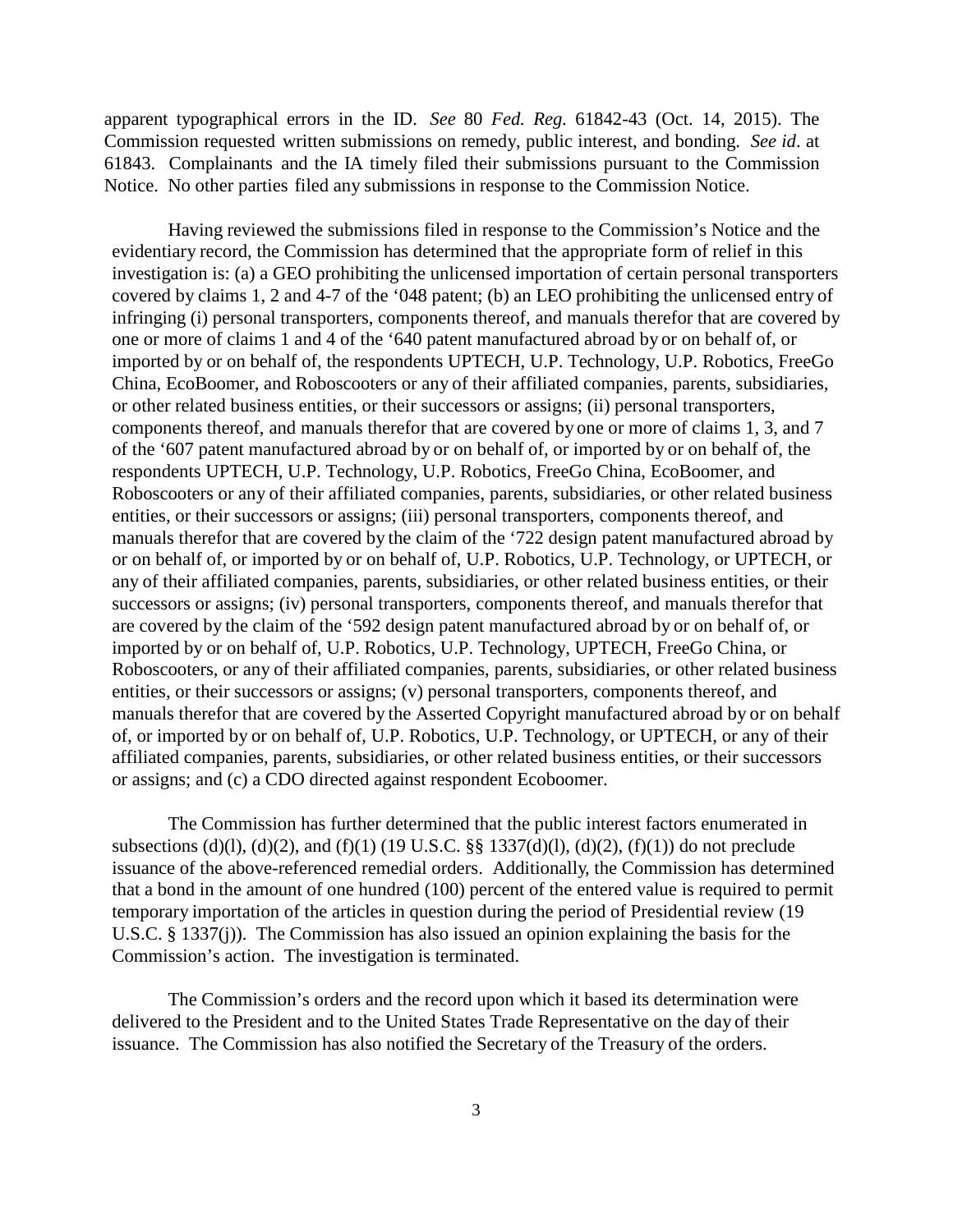apparent typographical errors in the ID. *See* 80 *Fed. Reg.* 61842-43 (Oct. 14, 2015). The Commission requested written submissions on remedy, public interest, and bonding. *See id*. at 61843. Complainants and the IA timely filed their submissions pursuant to the Commission Notice. No other parties filed any submissions in response to the Commission Notice.

Having reviewed the submissions filed in response to the Commission's Notice and the evidentiary record, the Commission has determined that the appropriate form of relief in this investigation is: (a) a GEO prohibiting the unlicensed importation of certain personal transporters covered by claims 1, 2 and 4-7 of the '048 patent; (b) an LEO prohibiting the unlicensed entry of infringing (i) personal transporters, components thereof, and manuals therefor that are covered by one or more of claims 1 and 4 of the '640 patent manufactured abroad by or on behalf of, or imported by or on behalf of, the respondents UPTECH, U.P. Technology, U.P. Robotics, FreeGo China, EcoBoomer, and Roboscooters or any of their affiliated companies, parents, subsidiaries, or other related business entities, or their successors or assigns; (ii) personal transporters, components thereof, and manuals therefor that are covered by one or more of claims 1, 3, and 7 of the '607 patent manufactured abroad by or on behalf of, or imported by or on behalf of, the respondents UPTECH, U.P. Technology, U.P. Robotics, FreeGo China, EcoBoomer, and Roboscooters or any of their affiliated companies, parents, subsidiaries, or other related business entities, or their successors or assigns; (iii) personal transporters, components thereof, and manuals therefor that are covered by the claim of the '722 design patent manufactured abroad by or on behalf of, or imported by or on behalf of, U.P. Robotics, U.P. Technology, or UPTECH, or any of their affiliated companies, parents, subsidiaries, or other related business entities, or their successors or assigns; (iv) personal transporters, components thereof, and manuals therefor that are covered by the claim of the '592 design patent manufactured abroad by or on behalf of, or imported by or on behalf of, U.P. Robotics, U.P. Technology, UPTECH, FreeGo China, or Roboscooters, or any of their affiliated companies, parents, subsidiaries, or other related business entities, or their successors or assigns; (v) personal transporters, components thereof, and manuals therefor that are covered by the Asserted Copyright manufactured abroad by or on behalf of, or imported by or on behalf of, U.P. Robotics, U.P. Technology, or UPTECH, or any of their affiliated companies, parents, subsidiaries, or other related business entities, or their successors or assigns; and (c) a CDO directed against respondent Ecoboomer.

The Commission has further determined that the public interest factors enumerated in subsections (d)(l), (d)(2), and (f)(1) (19 U.S.C. §§ 1337(d)(l), (d)(2), (f)(1)) do not preclude issuance of the above-referenced remedial orders. Additionally, the Commission has determined that a bond in the amount of one hundred (100) percent of the entered value is required to permit temporary importation of the articles in question during the period of Presidential review (19 U.S.C. § 1337(j)). The Commission has also issued an opinion explaining the basis for the Commission's action. The investigation is terminated.

The Commission's orders and the record upon which it based its determination were delivered to the President and to the United States Trade Representative on the day of their issuance. The Commission has also notified the Secretary of the Treasury of the orders.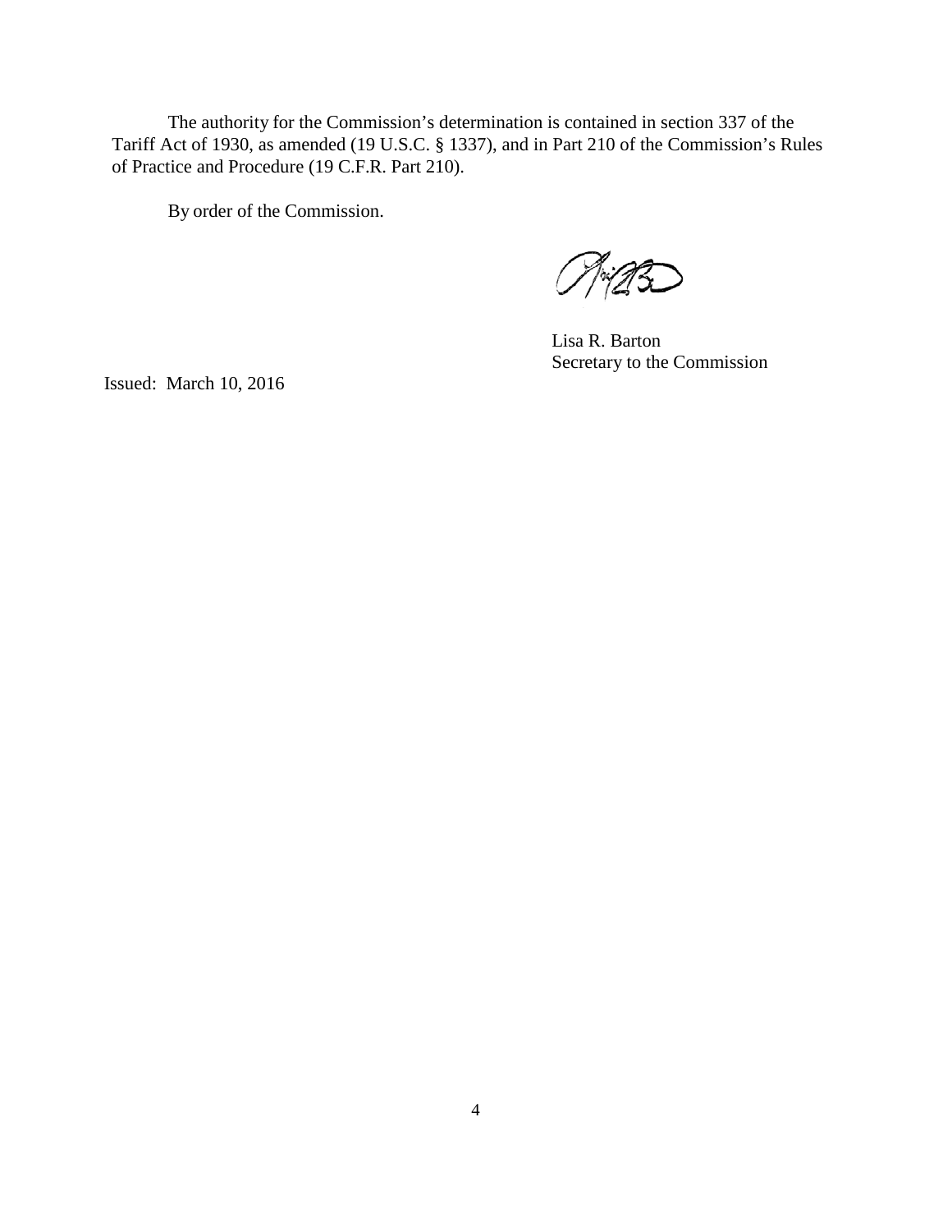The authority for the Commission's determination is contained in section 337 of the Tariff Act of 1930, as amended (19 U.S.C. § 1337), and in Part 210 of the Commission's Rules of Practice and Procedure (19 C.F.R. Part 210).

By order of the Commission.

Lisa R. Barton
Secretary to the Commission

Issued: March 10, 2016